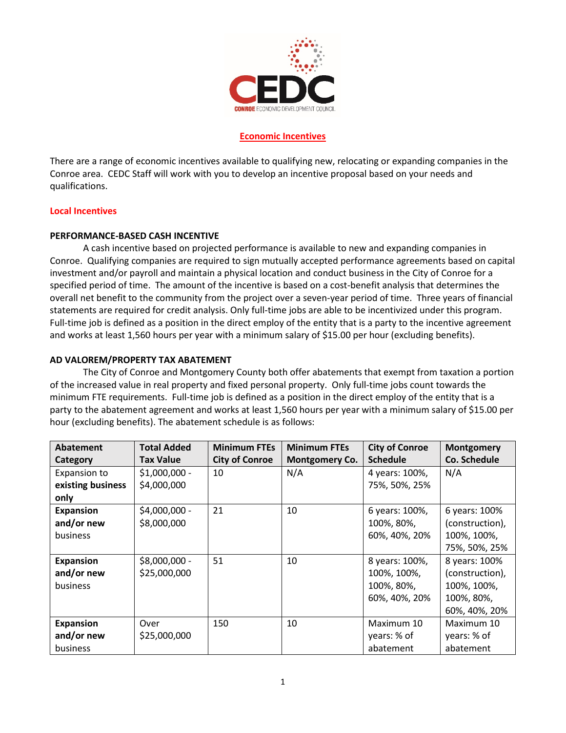CEDC

CONROE ECONOMIC DEVELOPMENT COUNCIL

# Economic Incentives

There are a range of economic incentives available to qualifying new, relocating or expanding companies in the Conroe area. CEDC Staff will work with you to develop an incentive proposal based on your needs and qualifications.

## Local Incentives

### PERFORMANCE-BASED CASH INCENTIVE

A cash incentive based on projected performance is available to new and expanding companies in Conroe. Qualifying companies are required to sign mutually accepted performance agreements based on capital investment and/or payroll and maintain a physical location and conduct business in the City of Conroe for a specified period of time. The amount of the incentive is based on a cost-benefit analysis that determines the overall net benefit to the community from the project over a seven-year period of time. Three years of financial statements are required for credit analysis. Only full-time jobs are able to be incentivized under this program. Full-time job is defined as a position in the direct employ of the entity that is a party to the incentive agreement and works at least 1,560 hours per year with a minimum salary of $15.00 per hour (excluding benefits).

### AD VALOREM/PROPERTY TAX ABATEMENT

The City of Conroe and Montgomery County both offer abatements that exempt from taxation a portion of the increased value in real property and fixed personal property. Only full-time jobs count towards the minimum FTE requirements. Full-time job is defined as a position in the direct employ of the entity that is a party to the abatement agreement and works at least 1,560 hours per year with a minimum salary of $15.00 per hour (excluding benefits). The abatement schedule is as follows:

| Abatement Category | Total Added Tax Value | Minimum FTEs City of Conroe | Minimum FTEs Montgomery Co. | City of Conroe Schedule | Montgomery Co. Schedule |
|---|---|---|---|---|---|
| Expansion to **existing business only** | $1,000,000 - $4,000,000 | 10 | N/A | 4 years: 100%, 75%, 50%, 25% | N/A |
| **Expansion and/or new** business | $4,000,000 - $8,000,000 | 21 | 10 | 6 years: 100%, 100%, 80%, 60%, 40%, 20% | 6 years: 100% (construction), 100%, 100%, 75%, 50%, 25% |
| **Expansion and/or new** business | $8,000,000 - $25,000,000 | 51 | 10 | 8 years: 100%, 100%, 100%, 100%, 80%, 60%, 40%, 20% | 8 years: 100% (construction), 100%, 100%, 100%, 80%, 60%, 40%, 20% |
| **Expansion and/or new** business | Over $25,000,000 | 150 | 10 | Maximum 10 years: % of abatement | Maximum 10 years: % of abatement |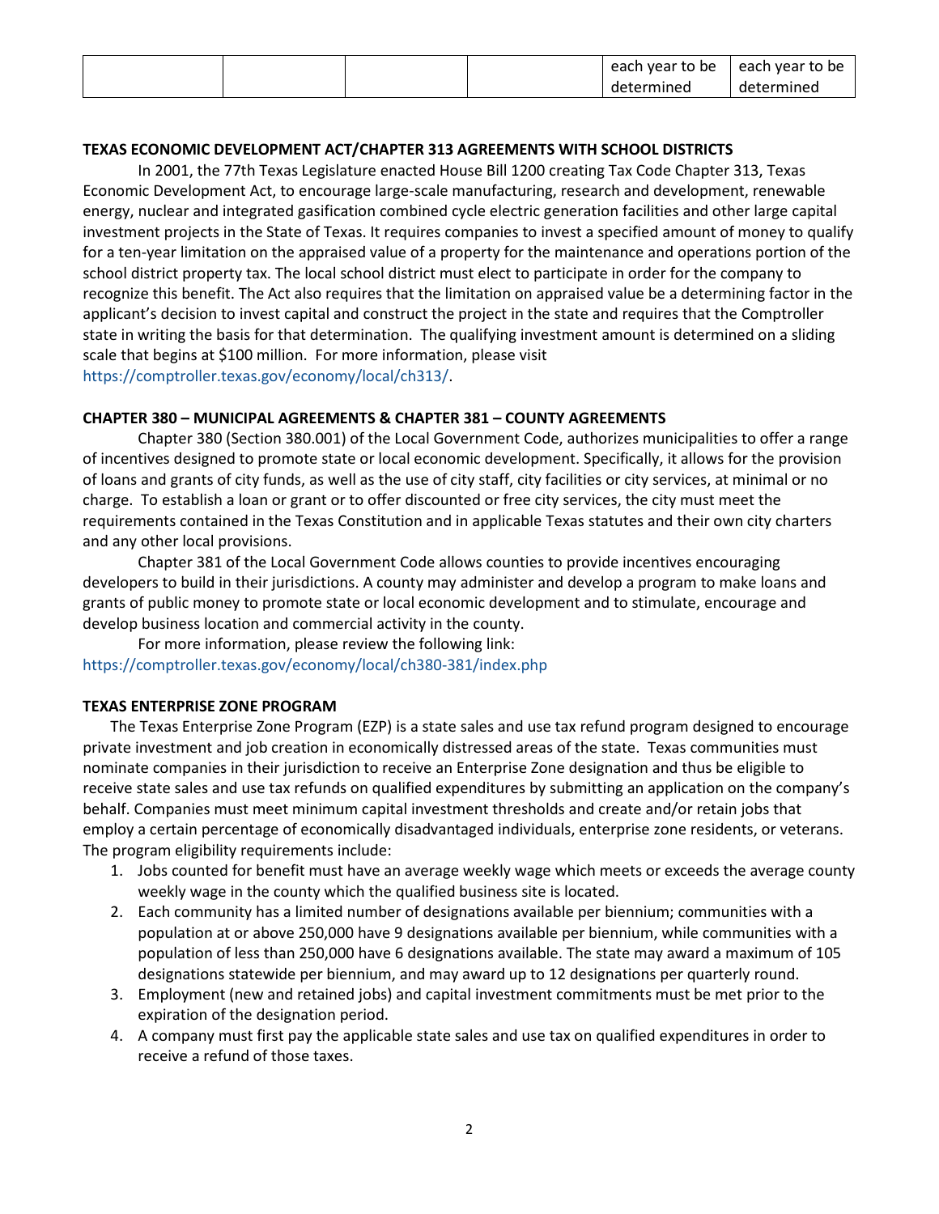|  |  |  |  | each year to be determined | each year to be determined |
|---|---|---|---|---|---|

**TEXAS ECONOMIC DEVELOPMENT ACT/CHAPTER 313 AGREEMENTS WITH SCHOOL DISTRICTS**

In 2001, the 77th Texas Legislature enacted House Bill 1200 creating Tax Code Chapter 313, Texas Economic Development Act, to encourage large-scale manufacturing, research and development, renewable energy, nuclear and integrated gasification combined cycle electric generation facilities and other large capital investment projects in the State of Texas. It requires companies to invest a specified amount of money to qualify for a ten-year limitation on the appraised value of a property for the maintenance and operations portion of the school district property tax. The local school district must elect to participate in order for the company to recognize this benefit. The Act also requires that the limitation on appraised value be a determining factor in the applicant's decision to invest capital and construct the project in the state and requires that the Comptroller state in writing the basis for that determination. The qualifying investment amount is determined on a sliding scale that begins at $100 million. For more information, please visit https://comptroller.texas.gov/economy/local/ch313/.

**CHAPTER 380 – MUNICIPAL AGREEMENTS & CHAPTER 381 – COUNTY AGREEMENTS**

Chapter 380 (Section 380.001) of the Local Government Code, authorizes municipalities to offer a range of incentives designed to promote state or local economic development. Specifically, it allows for the provision of loans and grants of city funds, as well as the use of city staff, city facilities or city services, at minimal or no charge. To establish a loan or grant or to offer discounted or free city services, the city must meet the requirements contained in the Texas Constitution and in applicable Texas statutes and their own city charters and any other local provisions.

Chapter 381 of the Local Government Code allows counties to provide incentives encouraging developers to build in their jurisdictions. A county may administer and develop a program to make loans and grants of public money to promote state or local economic development and to stimulate, encourage and develop business location and commercial activity in the county.

For more information, please review the following link: https://comptroller.texas.gov/economy/local/ch380-381/index.php

**TEXAS ENTERPRISE ZONE PROGRAM**

The Texas Enterprise Zone Program (EZP) is a state sales and use tax refund program designed to encourage private investment and job creation in economically distressed areas of the state. Texas communities must nominate companies in their jurisdiction to receive an Enterprise Zone designation and thus be eligible to receive state sales and use tax refunds on qualified expenditures by submitting an application on the company's behalf. Companies must meet minimum capital investment thresholds and create and/or retain jobs that employ a certain percentage of economically disadvantaged individuals, enterprise zone residents, or veterans. The program eligibility requirements include:

1. Jobs counted for benefit must have an average weekly wage which meets or exceeds the average county weekly wage in the county which the qualified business site is located.
2. Each community has a limited number of designations available per biennium; communities with a population at or above 250,000 have 9 designations available per biennium, while communities with a population of less than 250,000 have 6 designations available. The state may award a maximum of 105 designations statewide per biennium, and may award up to 12 designations per quarterly round.
3. Employment (new and retained jobs) and capital investment commitments must be met prior to the expiration of the designation period.
4. A company must first pay the applicable state sales and use tax on qualified expenditures in order to receive a refund of those taxes.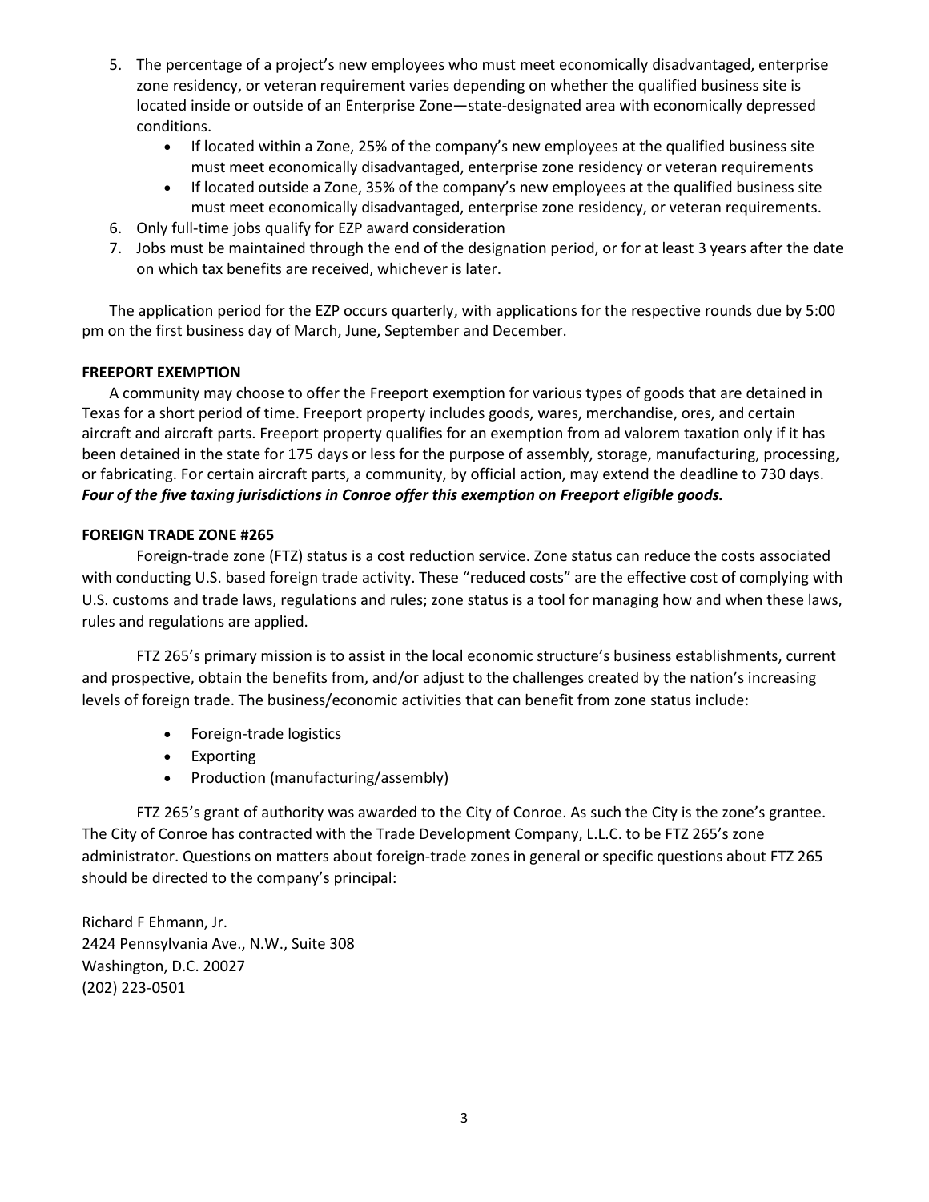5. The percentage of a project's new employees who must meet economically disadvantaged, enterprise zone residency, or veteran requirement varies depending on whether the qualified business site is located inside or outside of an Enterprise Zone—state-designated area with economically depressed conditions.
   - If located within a Zone, 25% of the company's new employees at the qualified business site must meet economically disadvantaged, enterprise zone residency or veteran requirements
   - If located outside a Zone, 35% of the company's new employees at the qualified business site must meet economically disadvantaged, enterprise zone residency, or veteran requirements.
6. Only full-time jobs qualify for EZP award consideration
7. Jobs must be maintained through the end of the designation period, or for at least 3 years after the date on which tax benefits are received, whichever is later.

The application period for the EZP occurs quarterly, with applications for the respective rounds due by 5:00 pm on the first business day of March, June, September and December.

**FREEPORT EXEMPTION**

A community may choose to offer the Freeport exemption for various types of goods that are detained in Texas for a short period of time. Freeport property includes goods, wares, merchandise, ores, and certain aircraft and aircraft parts. Freeport property qualifies for an exemption from ad valorem taxation only if it has been detained in the state for 175 days or less for the purpose of assembly, storage, manufacturing, processing, or fabricating. For certain aircraft parts, a community, by official action, may extend the deadline to 730 days. ***Four of the five taxing jurisdictions in Conroe offer this exemption on Freeport eligible goods.***

**FOREIGN TRADE ZONE #265**

Foreign-trade zone (FTZ) status is a cost reduction service. Zone status can reduce the costs associated with conducting U.S. based foreign trade activity. These "reduced costs" are the effective cost of complying with U.S. customs and trade laws, regulations and rules; zone status is a tool for managing how and when these laws, rules and regulations are applied.

FTZ 265's primary mission is to assist in the local economic structure's business establishments, current and prospective, obtain the benefits from, and/or adjust to the challenges created by the nation's increasing levels of foreign trade. The business/economic activities that can benefit from zone status include:

- Foreign-trade logistics
- Exporting
- Production (manufacturing/assembly)

FTZ 265's grant of authority was awarded to the City of Conroe. As such the City is the zone's grantee. The City of Conroe has contracted with the Trade Development Company, L.L.C. to be FTZ 265's zone administrator. Questions on matters about foreign-trade zones in general or specific questions about FTZ 265 should be directed to the company's principal:

Richard F Ehmann, Jr.
2424 Pennsylvania Ave., N.W., Suite 308
Washington, D.C. 20027
(202) 223-0501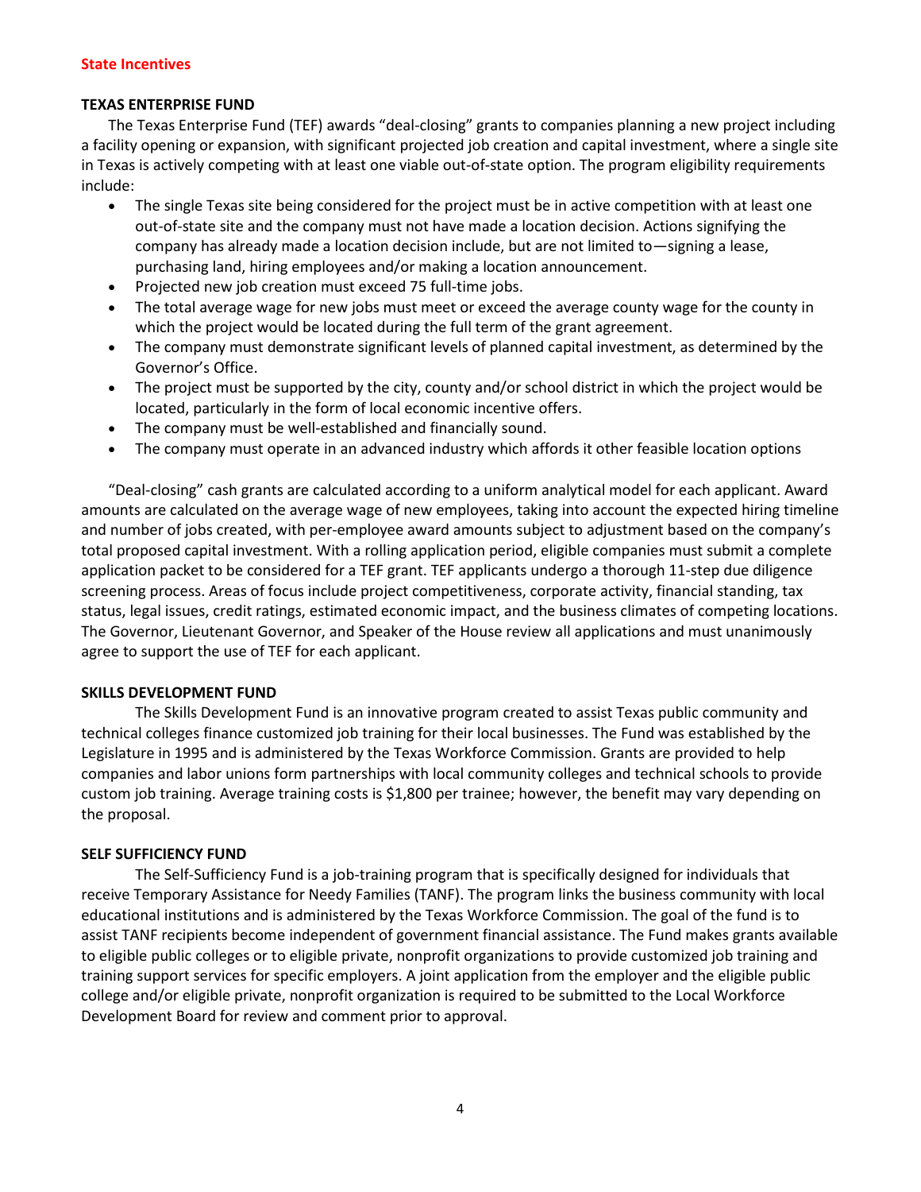## State Incentives

**TEXAS ENTERPRISE FUND**

The Texas Enterprise Fund (TEF) awards "deal-closing" grants to companies planning a new project including a facility opening or expansion, with significant projected job creation and capital investment, where a single site in Texas is actively competing with at least one viable out-of-state option. The program eligibility requirements include:

- The single Texas site being considered for the project must be in active competition with at least one out-of-state site and the company must not have made a location decision. Actions signifying the company has already made a location decision include, but are not limited to—signing a lease, purchasing land, hiring employees and/or making a location announcement.
- Projected new job creation must exceed 75 full-time jobs.
- The total average wage for new jobs must meet or exceed the average county wage for the county in which the project would be located during the full term of the grant agreement.
- The company must demonstrate significant levels of planned capital investment, as determined by the Governor's Office.
- The project must be supported by the city, county and/or school district in which the project would be located, particularly in the form of local economic incentive offers.
- The company must be well-established and financially sound.
- The company must operate in an advanced industry which affords it other feasible location options

"Deal-closing" cash grants are calculated according to a uniform analytical model for each applicant. Award amounts are calculated on the average wage of new employees, taking into account the expected hiring timeline and number of jobs created, with per-employee award amounts subject to adjustment based on the company's total proposed capital investment. With a rolling application period, eligible companies must submit a complete application packet to be considered for a TEF grant. TEF applicants undergo a thorough 11-step due diligence screening process. Areas of focus include project competitiveness, corporate activity, financial standing, tax status, legal issues, credit ratings, estimated economic impact, and the business climates of competing locations. The Governor, Lieutenant Governor, and Speaker of the House review all applications and must unanimously agree to support the use of TEF for each applicant.

**SKILLS DEVELOPMENT FUND**

The Skills Development Fund is an innovative program created to assist Texas public community and technical colleges finance customized job training for their local businesses. The Fund was established by the Legislature in 1995 and is administered by the Texas Workforce Commission. Grants are provided to help companies and labor unions form partnerships with local community colleges and technical schools to provide custom job training. Average training costs is $1,800 per trainee; however, the benefit may vary depending on the proposal.

**SELF SUFFICIENCY FUND**

The Self-Sufficiency Fund is a job-training program that is specifically designed for individuals that receive Temporary Assistance for Needy Families (TANF). The program links the business community with local educational institutions and is administered by the Texas Workforce Commission. The goal of the fund is to assist TANF recipients become independent of government financial assistance. The Fund makes grants available to eligible public colleges or to eligible private, nonprofit organizations to provide customized job training and training support services for specific employers. A joint application from the employer and the eligible public college and/or eligible private, nonprofit organization is required to be submitted to the Local Workforce Development Board for review and comment prior to approval.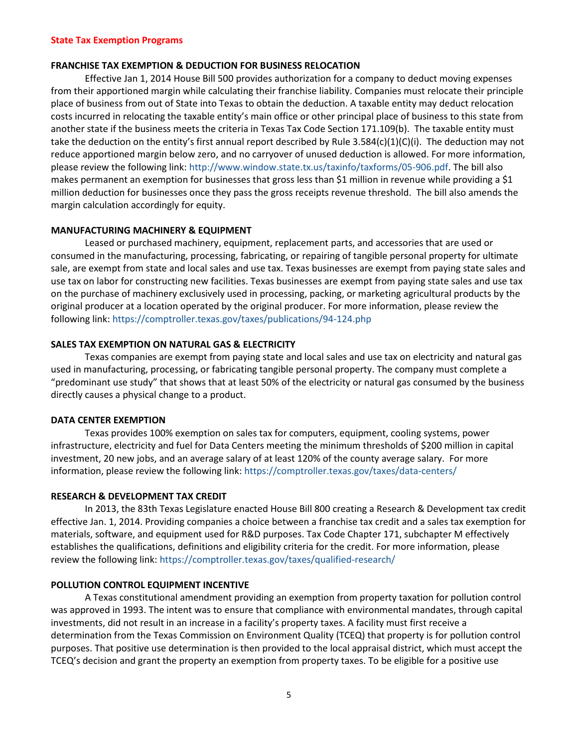## State Tax Exemption Programs

### FRANCHISE TAX EXEMPTION & DEDUCTION FOR BUSINESS RELOCATION

Effective Jan 1, 2014 House Bill 500 provides authorization for a company to deduct moving expenses from their apportioned margin while calculating their franchise liability. Companies must relocate their principle place of business from out of State into Texas to obtain the deduction. A taxable entity may deduct relocation costs incurred in relocating the taxable entity's main office or other principal place of business to this state from another state if the business meets the criteria in Texas Tax Code Section 171.109(b). The taxable entity must take the deduction on the entity's first annual report described by Rule 3.584(c)(1)(C)(i). The deduction may not reduce apportioned margin below zero, and no carryover of unused deduction is allowed. For more information, please review the following link: http://www.window.state.tx.us/taxinfo/taxforms/05-906.pdf. The bill also makes permanent an exemption for businesses that gross less than $1 million in revenue while providing a $1 million deduction for businesses once they pass the gross receipts revenue threshold. The bill also amends the margin calculation accordingly for equity.

### MANUFACTURING MACHINERY & EQUIPMENT

Leased or purchased machinery, equipment, replacement parts, and accessories that are used or consumed in the manufacturing, processing, fabricating, or repairing of tangible personal property for ultimate sale, are exempt from state and local sales and use tax. Texas businesses are exempt from paying state sales and use tax on labor for constructing new facilities. Texas businesses are exempt from paying state sales and use tax on the purchase of machinery exclusively used in processing, packing, or marketing agricultural products by the original producer at a location operated by the original producer. For more information, please review the following link: https://comptroller.texas.gov/taxes/publications/94-124.php

### SALES TAX EXEMPTION ON NATURAL GAS & ELECTRICITY

Texas companies are exempt from paying state and local sales and use tax on electricity and natural gas used in manufacturing, processing, or fabricating tangible personal property. The company must complete a "predominant use study" that shows that at least 50% of the electricity or natural gas consumed by the business directly causes a physical change to a product.

### DATA CENTER EXEMPTION

Texas provides 100% exemption on sales tax for computers, equipment, cooling systems, power infrastructure, electricity and fuel for Data Centers meeting the minimum thresholds of $200 million in capital investment, 20 new jobs, and an average salary of at least 120% of the county average salary. For more information, please review the following link: https://comptroller.texas.gov/taxes/data-centers/

### RESEARCH & DEVELOPMENT TAX CREDIT

In 2013, the 83th Texas Legislature enacted House Bill 800 creating a Research & Development tax credit effective Jan. 1, 2014. Providing companies a choice between a franchise tax credit and a sales tax exemption for materials, software, and equipment used for R&D purposes. Tax Code Chapter 171, subchapter M effectively establishes the qualifications, definitions and eligibility criteria for the credit. For more information, please review the following link: https://comptroller.texas.gov/taxes/qualified-research/

### POLLUTION CONTROL EQUIPMENT INCENTIVE

A Texas constitutional amendment providing an exemption from property taxation for pollution control was approved in 1993. The intent was to ensure that compliance with environmental mandates, through capital investments, did not result in an increase in a facility's property taxes. A facility must first receive a determination from the Texas Commission on Environment Quality (TCEQ) that property is for pollution control purposes. That positive use determination is then provided to the local appraisal district, which must accept the TCEQ's decision and grant the property an exemption from property taxes. To be eligible for a positive use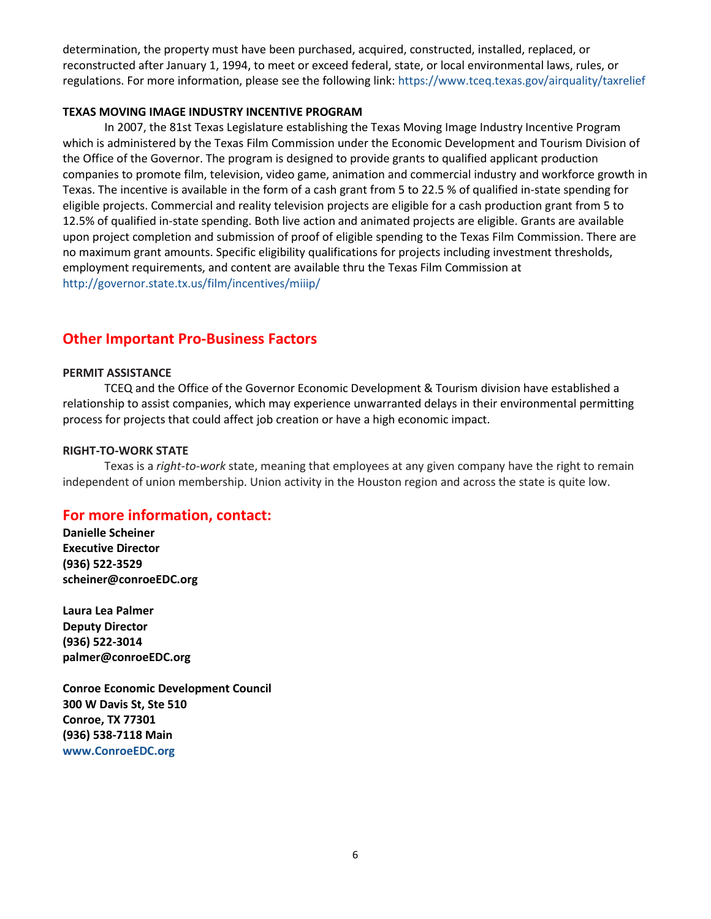determination, the property must have been purchased, acquired, constructed, installed, replaced, or reconstructed after January 1, 1994, to meet or exceed federal, state, or local environmental laws, rules, or regulations. For more information, please see the following link: https://www.tceq.texas.gov/airquality/taxrelief

**TEXAS MOVING IMAGE INDUSTRY INCENTIVE PROGRAM**

In 2007, the 81st Texas Legislature establishing the Texas Moving Image Industry Incentive Program which is administered by the Texas Film Commission under the Economic Development and Tourism Division of the Office of the Governor. The program is designed to provide grants to qualified applicant production companies to promote film, television, video game, animation and commercial industry and workforce growth in Texas. The incentive is available in the form of a cash grant from 5 to 22.5 % of qualified in-state spending for eligible projects. Commercial and reality television projects are eligible for a cash production grant from 5 to 12.5% of qualified in-state spending. Both live action and animated projects are eligible. Grants are available upon project completion and submission of proof of eligible spending to the Texas Film Commission. There are no maximum grant amounts. Specific eligibility qualifications for projects including investment thresholds, employment requirements, and content are available thru the Texas Film Commission at http://governor.state.tx.us/film/incentives/miiip/

## Other Important Pro-Business Factors

**PERMIT ASSISTANCE**

TCEQ and the Office of the Governor Economic Development & Tourism division have established a relationship to assist companies, which may experience unwarranted delays in their environmental permitting process for projects that could affect job creation or have a high economic impact.

**RIGHT-TO-WORK STATE**

Texas is a *right-to-work* state, meaning that employees at any given company have the right to remain independent of union membership. Union activity in the Houston region and across the state is quite low.

## For more information, contact:

**Danielle Scheiner**
**Executive Director**
**(936) 522-3529**
**scheiner@conroeEDC.org**

**Laura Lea Palmer**
**Deputy Director**
**(936) 522-3014**
**palmer@conroeEDC.org**

**Conroe Economic Development Council**
**300 W Davis St, Ste 510**
**Conroe, TX 77301**
**(936) 538-7118 Main**
**www.ConroeEDC.org**